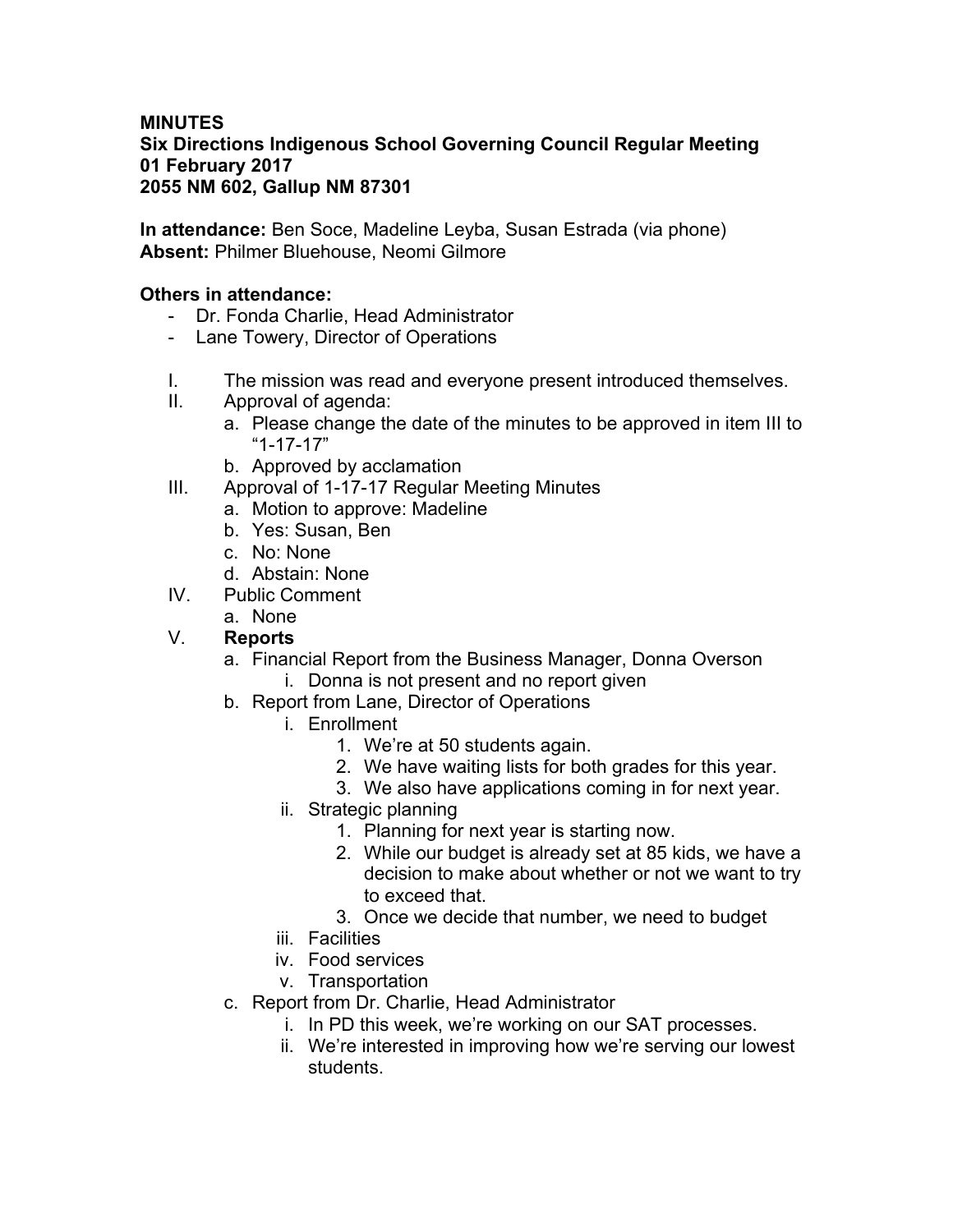**MINUTES**
**Six Directions Indigenous School Governing Council Regular Meeting**
**01 February 2017**
**2055 NM 602, Gallup NM 87301**

**In attendance:** Ben Soce, Madeline Leyba, Susan Estrada (via phone)
**Absent:** Philmer Bluehouse, Neomi Gilmore

**Others in attendance:**

- Dr. Fonda Charlie, Head Administrator
- Lane Towery, Director of Operations

I. The mission was read and everyone present introduced themselves.

II. Approval of agenda:
   a. Please change the date of the minutes to be approved in item III to "1-17-17"
   b. Approved by acclamation

III. Approval of 1-17-17 Regular Meeting Minutes
   a. Motion to approve: Madeline
   b. Yes: Susan, Ben
   c. No: None
   d. Abstain: None

IV. Public Comment
   a. None

V. **Reports**
   a. Financial Report from the Business Manager, Donna Overson
      i. Donna is not present and no report given
   b. Report from Lane, Director of Operations
      i. Enrollment
         1. We're at 50 students again.
         2. We have waiting lists for both grades for this year.
         3. We also have applications coming in for next year.
      ii. Strategic planning
         1. Planning for next year is starting now.
         2. While our budget is already set at 85 kids, we have a decision to make about whether or not we want to try to exceed that.
         3. Once we decide that number, we need to budget
      iii. Facilities
      iv. Food services
      v. Transportation
   c. Report from Dr. Charlie, Head Administrator
      i. In PD this week, we're working on our SAT processes.
      ii. We're interested in improving how we're serving our lowest students.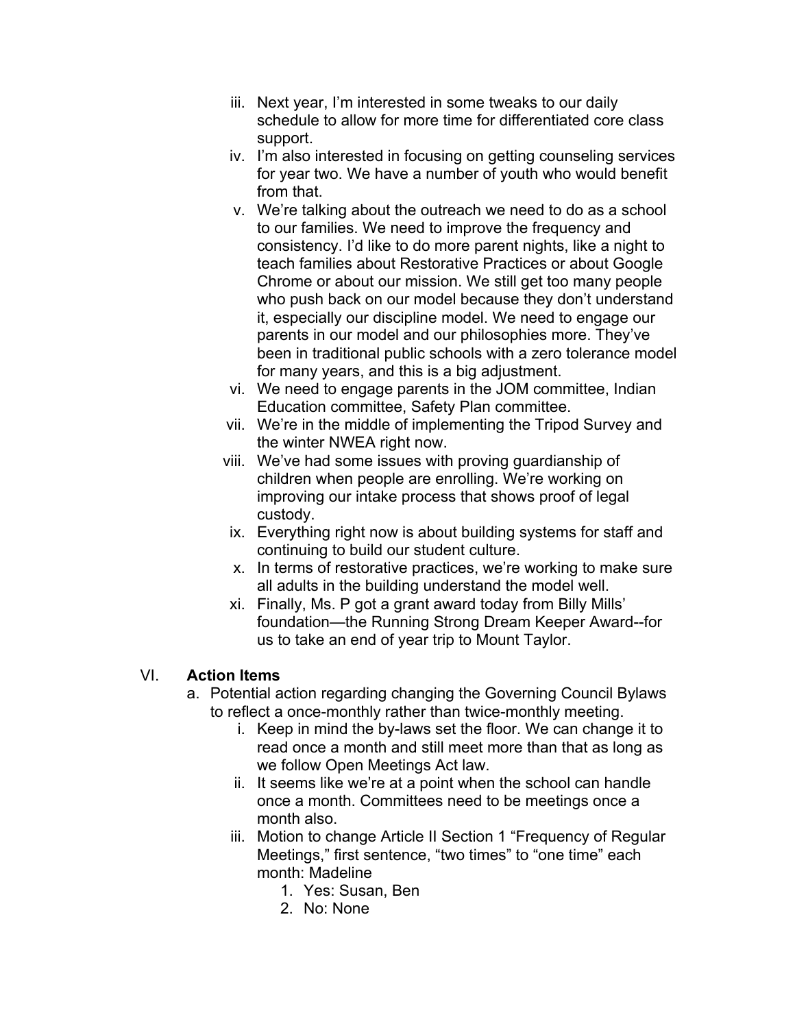iii. Next year, I'm interested in some tweaks to our daily schedule to allow for more time for differentiated core class support.

iv. I'm also interested in focusing on getting counseling services for year two. We have a number of youth who would benefit from that.

v. We're talking about the outreach we need to do as a school to our families. We need to improve the frequency and consistency. I'd like to do more parent nights, like a night to teach families about Restorative Practices or about Google Chrome or about our mission. We still get too many people who push back on our model because they don't understand it, especially our discipline model. We need to engage our parents in our model and our philosophies more. They've been in traditional public schools with a zero tolerance model for many years, and this is a big adjustment.

vi. We need to engage parents in the JOM committee, Indian Education committee, Safety Plan committee.

vii. We're in the middle of implementing the Tripod Survey and the winter NWEA right now.

viii. We've had some issues with proving guardianship of children when people are enrolling. We're working on improving our intake process that shows proof of legal custody.

ix. Everything right now is about building systems for staff and continuing to build our student culture.

x. In terms of restorative practices, we're working to make sure all adults in the building understand the model well.

xi. Finally, Ms. P got a grant award today from Billy Mills' foundation—the Running Strong Dream Keeper Award--for us to take an end of year trip to Mount Taylor.

## VI. **Action Items**

a. Potential action regarding changing the Governing Council Bylaws to reflect a once-monthly rather than twice-monthly meeting.

  i. Keep in mind the by-laws set the floor. We can change it to read once a month and still meet more than that as long as we follow Open Meetings Act law.

  ii. It seems like we're at a point when the school can handle once a month. Committees need to be meetings once a month also.

  iii. Motion to change Article II Section 1 "Frequency of Regular Meetings," first sentence, "two times" to "one time" each month: Madeline

    1. Yes: Susan, Ben
    2. No: None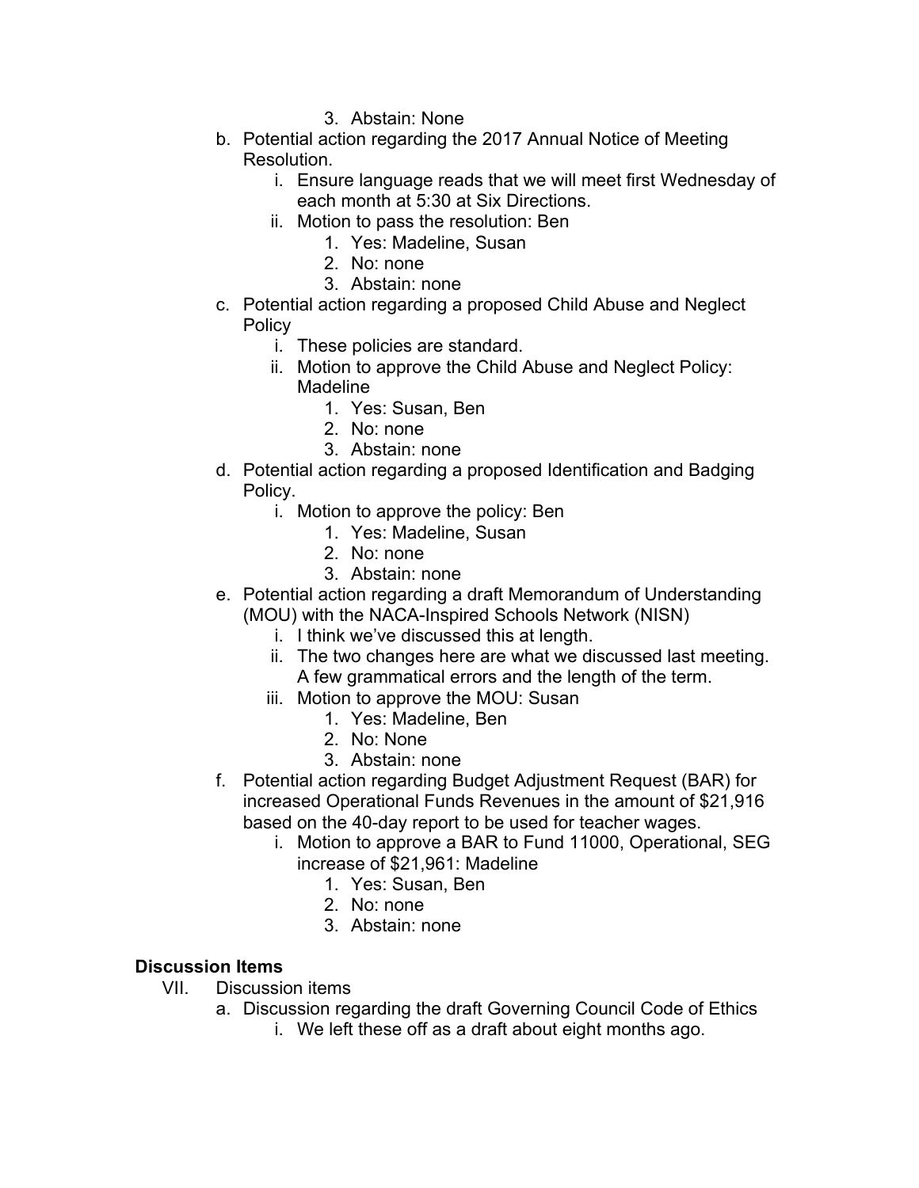3. Abstain: None

   b. Potential action regarding the 2017 Annual Notice of Meeting Resolution.
      i. Ensure language reads that we will meet first Wednesday of each month at 5:30 at Six Directions.
      ii. Motion to pass the resolution: Ben
         1. Yes: Madeline, Susan
         2. No: none
         3. Abstain: none
   c. Potential action regarding a proposed Child Abuse and Neglect Policy
      i. These policies are standard.
      ii. Motion to approve the Child Abuse and Neglect Policy: Madeline
         1. Yes: Susan, Ben
         2. No: none
         3. Abstain: none
   d. Potential action regarding a proposed Identification and Badging Policy.
      i. Motion to approve the policy: Ben
         1. Yes: Madeline, Susan
         2. No: none
         3. Abstain: none
   e. Potential action regarding a draft Memorandum of Understanding (MOU) with the NACA-Inspired Schools Network (NISN)
      i. I think we've discussed this at length.
      ii. The two changes here are what we discussed last meeting. A few grammatical errors and the length of the term.
      iii. Motion to approve the MOU: Susan
         1. Yes: Madeline, Ben
         2. No: None
         3. Abstain: none
   f. Potential action regarding Budget Adjustment Request (BAR) for increased Operational Funds Revenues in the amount of $21,916 based on the 40-day report to be used for teacher wages.
      i. Motion to approve a BAR to Fund 11000, Operational, SEG increase of $21,961: Madeline
         1. Yes: Susan, Ben
         2. No: none
         3. Abstain: none

**Discussion Items**

VII. Discussion items
   a. Discussion regarding the draft Governing Council Code of Ethics
      i. We left these off as a draft about eight months ago.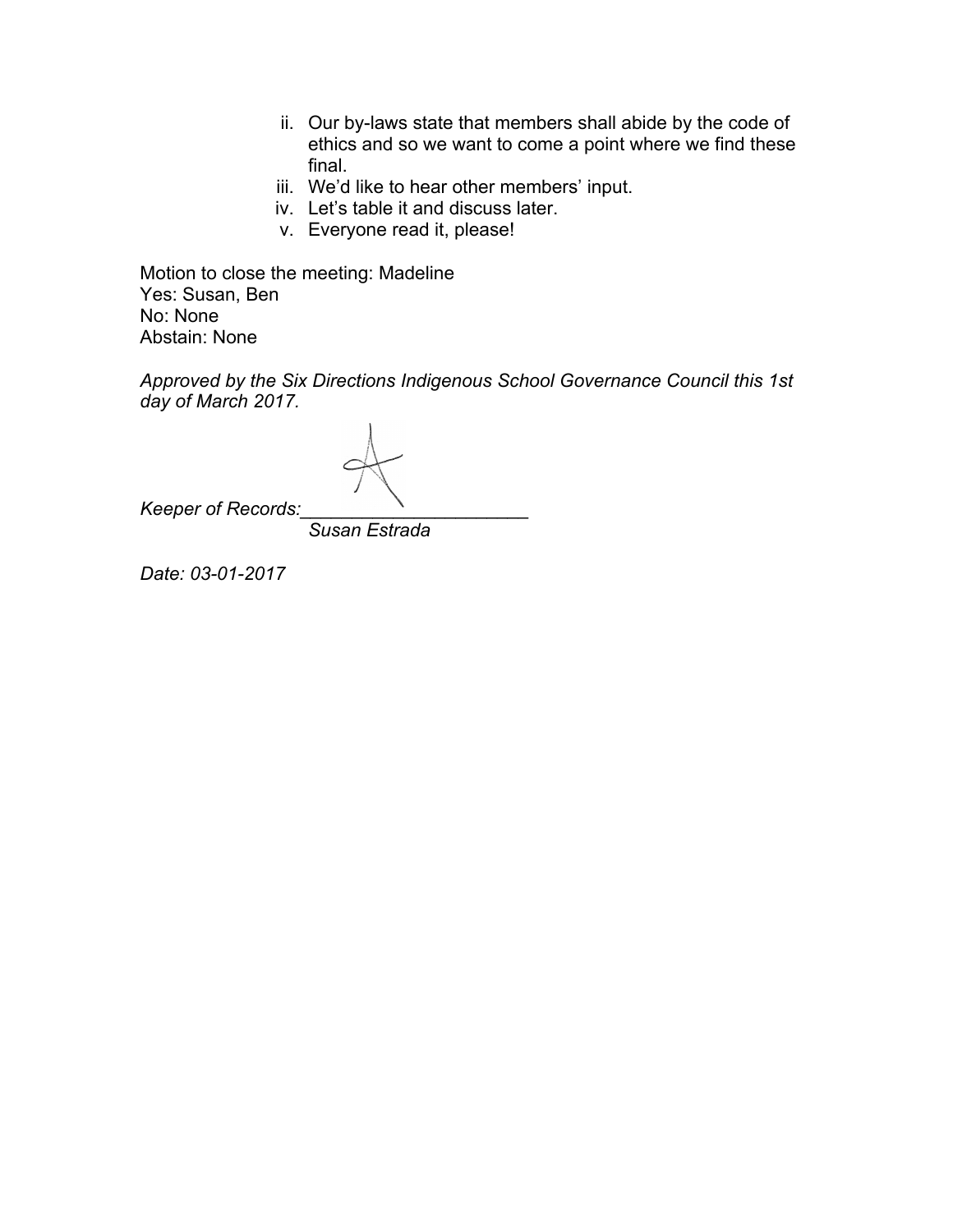ii. Our by-laws state that members shall abide by the code of ethics and so we want to come a point where we find these final.
iii. We'd like to hear other members' input.
iv. Let's table it and discuss later.
v. Everyone read it, please!

Motion to close the meeting: Madeline
Yes: Susan, Ben
No: None
Abstain: None

*Approved by the Six Directions Indigenous School Governance Council this 1st day of March 2017.*

*Keeper of Records:*______________________
*Susan Estrada*

*Date: 03-01-2017*